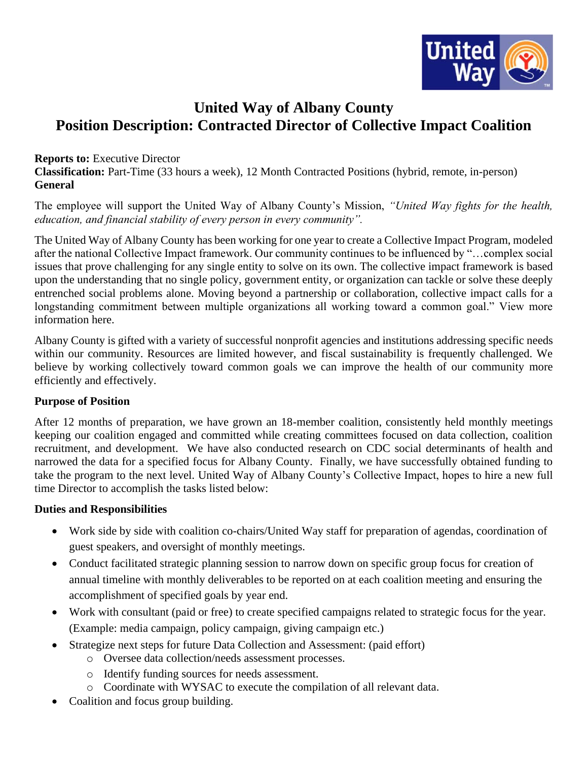# United Way of Albany County
# Position Description: Contracted Director of Collective Impact Coalition

**Reports to:** Executive Director
**Classification:** Part-Time (33 hours a week), 12 Month Contracted Positions (hybrid, remote, in-person)
**General**

The employee will support the United Way of Albany County's Mission, *"United Way fights for the health, education, and financial stability of every person in every community".*

The United Way of Albany County has been working for one year to create a Collective Impact Program, modeled after the national Collective Impact framework. Our community continues to be influenced by "…complex social issues that prove challenging for any single entity to solve on its own. The collective impact framework is based upon the understanding that no single policy, government entity, or organization can tackle or solve these deeply entrenched social problems alone. Moving beyond a partnership or collaboration, collective impact calls for a longstanding commitment between multiple organizations all working toward a common goal." View more information here.

Albany County is gifted with a variety of successful nonprofit agencies and institutions addressing specific needs within our community. Resources are limited however, and fiscal sustainability is frequently challenged. We believe by working collectively toward common goals we can improve the health of our community more efficiently and effectively.

**Purpose of Position**

After 12 months of preparation, we have grown an 18-member coalition, consistently held monthly meetings keeping our coalition engaged and committed while creating committees focused on data collection, coalition recruitment, and development. We have also conducted research on CDC social determinants of health and narrowed the data for a specified focus for Albany County. Finally, we have successfully obtained funding to take the program to the next level. United Way of Albany County's Collective Impact, hopes to hire a new full time Director to accomplish the tasks listed below:

**Duties and Responsibilities**

- Work side by side with coalition co-chairs/United Way staff for preparation of agendas, coordination of guest speakers, and oversight of monthly meetings.
- Conduct facilitated strategic planning session to narrow down on specific group focus for creation of annual timeline with monthly deliverables to be reported on at each coalition meeting and ensuring the accomplishment of specified goals by year end.
- Work with consultant (paid or free) to create specified campaigns related to strategic focus for the year. (Example: media campaign, policy campaign, giving campaign etc.)
- Strategize next steps for future Data Collection and Assessment: (paid effort)
    - Oversee data collection/needs assessment processes.
    - Identify funding sources for needs assessment.
    - Coordinate with WYSAC to execute the compilation of all relevant data.
- Coalition and focus group building.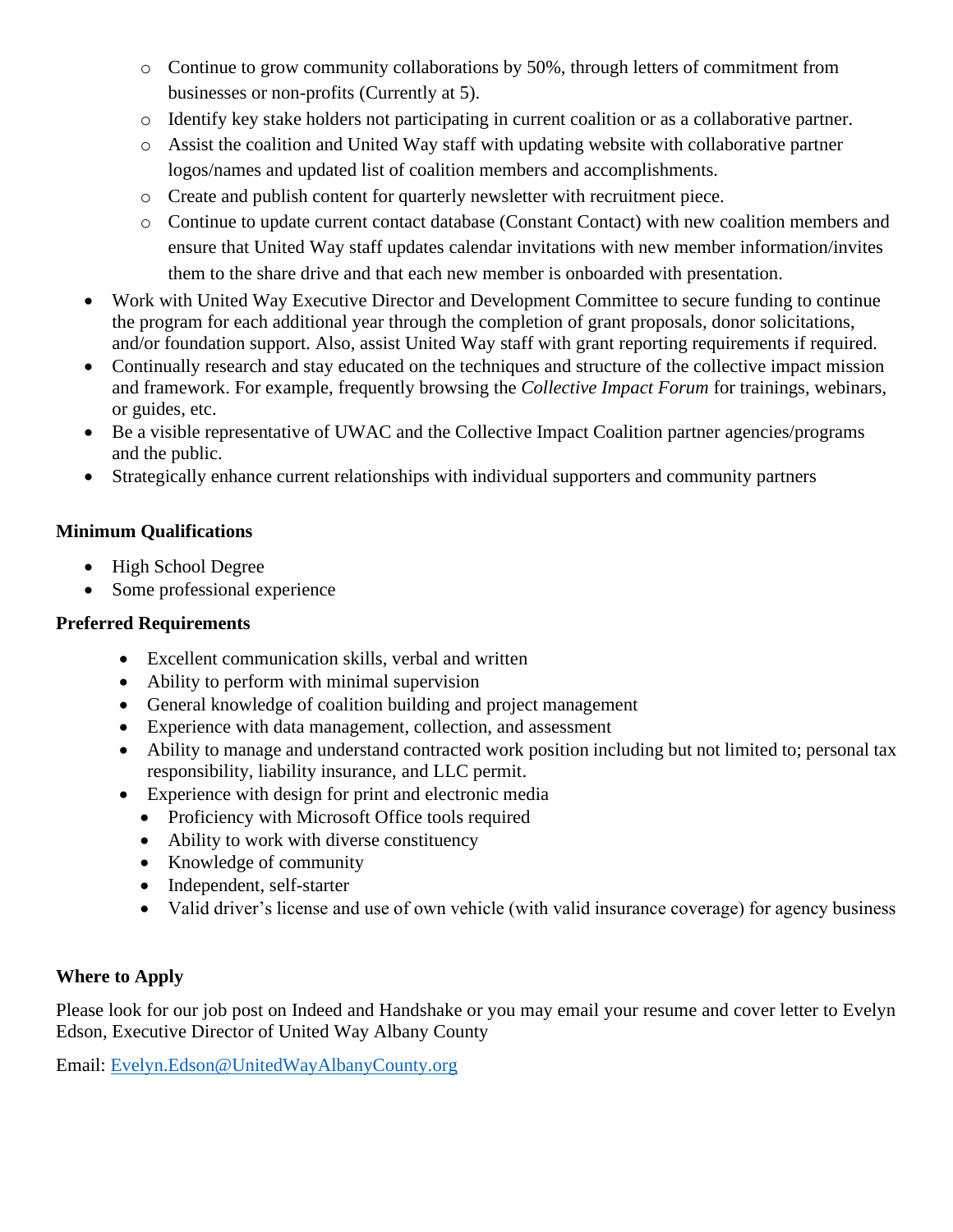- Continue to grow community collaborations by 50%, through letters of commitment from businesses or non-profits (Currently at 5).
    - Identify key stake holders not participating in current coalition or as a collaborative partner.
    - Assist the coalition and United Way staff with updating website with collaborative partner logos/names and updated list of coalition members and accomplishments.
    - Create and publish content for quarterly newsletter with recruitment piece.
    - Continue to update current contact database (Constant Contact) with new coalition members and ensure that United Way staff updates calendar invitations with new member information/invites them to the share drive and that each new member is onboarded with presentation.
- Work with United Way Executive Director and Development Committee to secure funding to continue the program for each additional year through the completion of grant proposals, donor solicitations, and/or foundation support. Also, assist United Way staff with grant reporting requirements if required.
- Continually research and stay educated on the techniques and structure of the collective impact mission and framework. For example, frequently browsing the *Collective Impact Forum* for trainings, webinars, or guides, etc.
- Be a visible representative of UWAC and the Collective Impact Coalition partner agencies/programs and the public.
- Strategically enhance current relationships with individual supporters and community partners

**Minimum Qualifications**

- High School Degree
- Some professional experience

**Preferred Requirements**

- Excellent communication skills, verbal and written
- Ability to perform with minimal supervision
- General knowledge of coalition building and project management
- Experience with data management, collection, and assessment
- Ability to manage and understand contracted work position including but not limited to; personal tax responsibility, liability insurance, and LLC permit.
- Experience with design for print and electronic media
- Proficiency with Microsoft Office tools required
- Ability to work with diverse constituency
- Knowledge of community
- Independent, self-starter
- Valid driver's license and use of own vehicle (with valid insurance coverage) for agency business

**Where to Apply**

Please look for our job post on Indeed and Handshake or you may email your resume and cover letter to Evelyn Edson, Executive Director of United Way Albany County

Email: Evelyn.Edson@UnitedWayAlbanyCounty.org